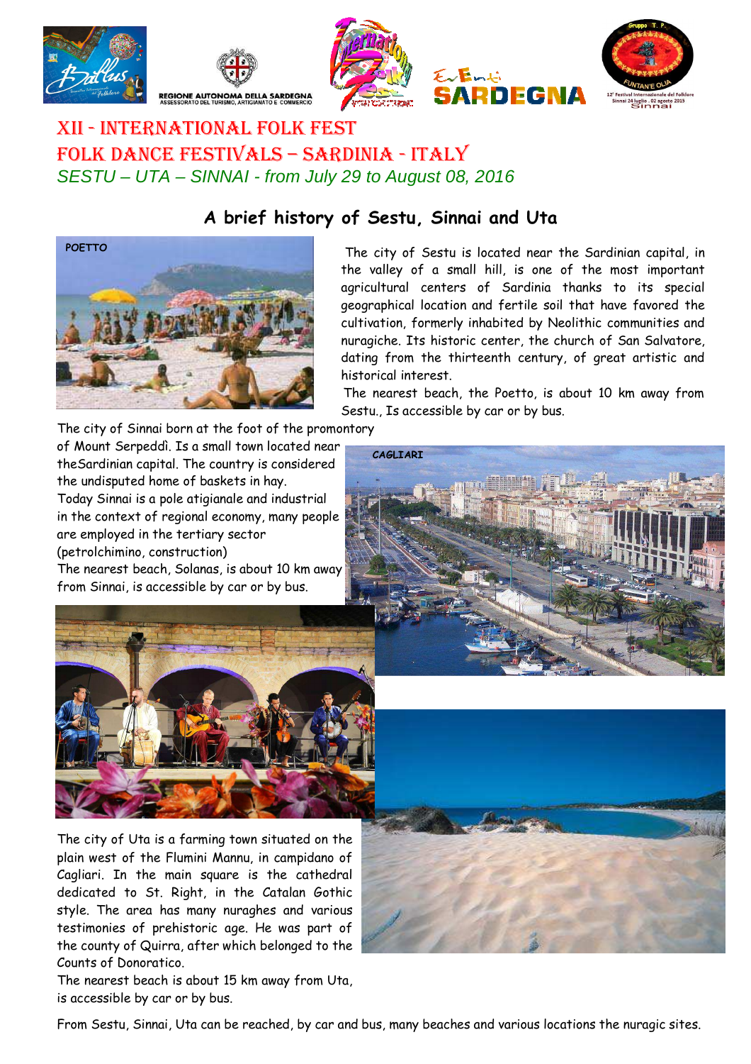# XII - INTERNATIONAL FOLK FEST

# FOLK DANCE FESTIVALS – SARDINIA - ITALY

*SESTU – UTA – SINNAI - from July 29 to August 08, 2016*

## A brief history of Sestu, Sinnai and Uta

POETTO

The city of Sestu is located near the Sardinian capital, in the valley of a small hill, is one of the most important agricultural centers of Sardinia thanks to its special geographical location and fertile soil that have favored the cultivation, formerly inhabited by Neolithic communities and nuragiche. Its historic center, the church of San Salvatore, dating from the thirteenth century, of great artistic and historical interest.

The nearest beach, the Poetto, is about 10 km away from Sestu., Is accessible by car or by bus.

The city of Sinnai born at the foot of the promontory of Mount Serpeddì. Is a small town located near theSardinian capital. The country is considered the undisputed home of baskets in hay.

Today Sinnai is a pole atigianale and industrial in the context of regional economy, many people are employed in the tertiary sector (petrolchimino, construction)

The nearest beach, Solanas, is about 10 km away from Sinnai, is accessible by car or by bus.

CAGLIARI

The city of Uta is a farming town situated on the plain west of the Flumini Mannu, in campidano of Cagliari. In the main square is the cathedral dedicated to St. Right, in the Catalan Gothic style. The area has many nuraghes and various testimonies of prehistoric age. He was part of the county of Quirra, after which belonged to the Counts of Donoratico.

The nearest beach is about 15 km away from Uta, is accessible by car or by bus.

From Sestu, Sinnai, Uta can be reached, by car and bus, many beaches and various locations the nuragic sites.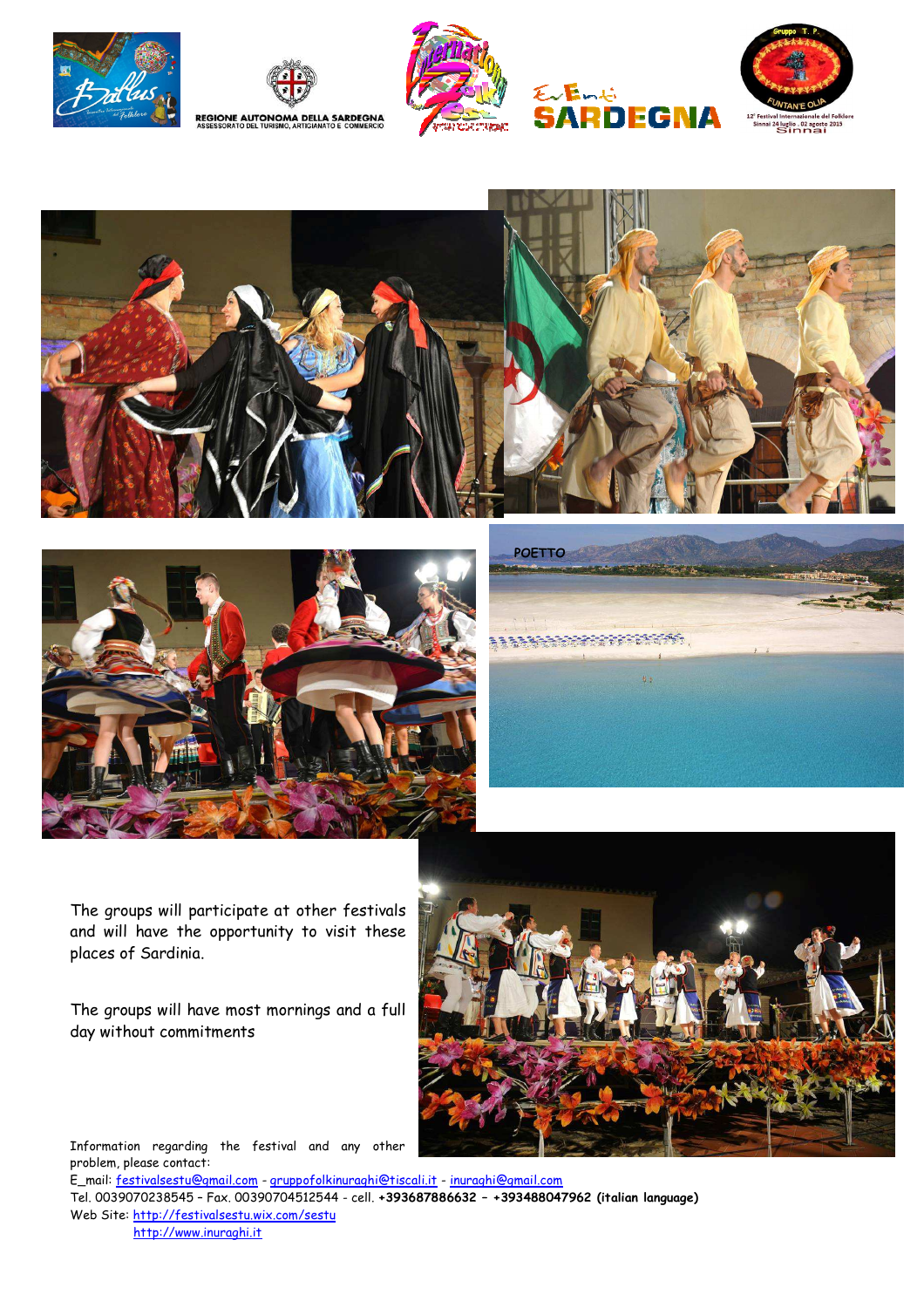The groups will participate at other festivals and will have the opportunity to visit these places of Sardinia.

The groups will have most mornings and a full day without commitments

Information regarding the festival and any other problem, please contact:
E_mail: festivalsestu@gmail.com - gruppofolkinuraghi@tiscali.it - inuraghi@gmail.com
Tel. 0039070238545 – Fax. 00390704512544 - cell. **+393687886632 – +393488047962 (italian language)**
Web Site: http://festivalsestu.wix.com/sestu
http://www.inuraghi.it